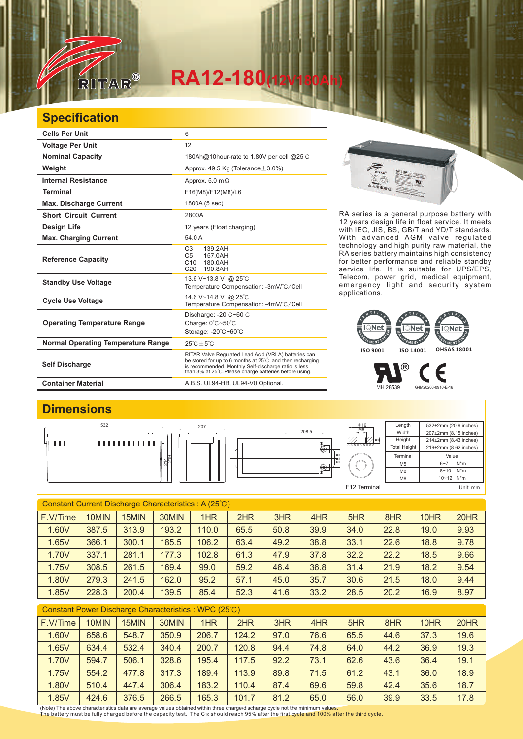# RA12-180(12V180Ah)

## Specification

| Specification | |
|---|---|
| Cells Per Unit | 6 |
| Voltage Per Unit | 12 |
| Nominal Capacity | 180Ah@10hour-rate to 1.80V per cell @25℃ |
| Weight | Approx. 49.5 Kg (Tolerance±3.0%) |
| Internal Resistance | Approx. 5.0 mΩ |
| Terminal | F16(M8)/F12(M8)/L6 |
| Max. Discharge Current | 1800A (5 sec) |
| Short Circuit Current | 2800A |
| Design Life | 12 years (Float charging) |
| Max. Charging Current | 54.0 A |
| Reference Capacity | C3 139.2AH<br>C5 157.0AH<br>C10 180.0AH<br>C20 190.8AH |
| Standby Use Voltage | 13.6 V~13.8 V @ 25℃<br>Temperature Compensation: -3mV/℃/Cell |
| Cycle Use Voltage | 14.6 V~14.8 V @ 25℃<br>Temperature Compensation: -4mV/℃/Cell |
| Operating Temperature Range | Discharge: -20℃~60℃<br>Charge: 0℃~50℃<br>Storage: -20℃~60℃ |
| Normal Operating Temperature Range | 25℃±5℃ |
| Self Discharge | RITAR Valve Regulated Lead Acid (VRLA) batteries can be stored for up to 6 months at 25℃ and then recharging is recommended. Monthly Self-discharge ratio is less than 3% at 25℃.Please charge batteries before using. |
| Container Material | A.B.S. UL94-HB, UL94-V0 Optional. |

RA series is a general purpose battery with 12 years design life in float service. It meets with IEC, JIS, BS, GB/T and YD/T standards. With advanced AGM valve regulated technology and high purity raw material, the RA series battery maintains high consistency for better performance and reliable standby service life. It is suitable for UPS/EPS, Telecom, power grid, medical equipment, emergency light and security system applications.

ISO 9001 ISO 14001 OHSAS 18001

MH 28539 G4M20206-0910-E-16

## Dimensions

| Length | 532±2mm (20.9 inches) |
|---|---|
| Width | 207±2mm (8.15 inches) |
| Height | 214±2mm (8.43 inches) |
| Total Height | 219±2mm (8.62 inches) |

| Terminal | Value |
|---|---|
| M5 | 6~7 N*m |
| M6 | 8~10 N*m |
| M8 | 10~12 N*m |

F12 Terminal

Unit: mm

## Constant Current Discharge Characteristics : A (25℃)

| F.V/Time | 10MIN | 15MIN | 30MIN | 1HR | 2HR | 3HR | 4HR | 5HR | 8HR | 10HR | 20HR |
|---|---|---|---|---|---|---|---|---|---|---|---|
| 1.60V | 387.5 | 313.9 | 193.2 | 110.0 | 65.5 | 50.8 | 39.9 | 34.0 | 22.8 | 19.0 | 9.93 |
| 1.65V | 366.1 | 300.1 | 185.5 | 106.2 | 63.4 | 49.2 | 38.8 | 33.1 | 22.6 | 18.8 | 9.78 |
| 1.70V | 337.1 | 281.1 | 177.3 | 102.8 | 61.3 | 47.9 | 37.8 | 32.2 | 22.2 | 18.5 | 9.66 |
| 1.75V | 308.5 | 261.5 | 169.4 | 99.0 | 59.2 | 46.4 | 36.8 | 31.4 | 21.9 | 18.2 | 9.54 |
| 1.80V | 279.3 | 241.5 | 162.0 | 95.2 | 57.1 | 45.0 | 35.7 | 30.6 | 21.5 | 18.0 | 9.44 |
| 1.85V | 228.3 | 200.4 | 139.5 | 85.4 | 52.3 | 41.6 | 33.2 | 28.5 | 20.2 | 16.9 | 8.97 |

## Constant Power Discharge Characteristics : WPC (25℃)

| F.V/Time | 10MIN | 15MIN | 30MIN | 1HR | 2HR | 3HR | 4HR | 5HR | 8HR | 10HR | 20HR |
|---|---|---|---|---|---|---|---|---|---|---|---|
| 1.60V | 658.6 | 548.7 | 350.9 | 206.7 | 124.2 | 97.0 | 76.6 | 65.5 | 44.6 | 37.3 | 19.6 |
| 1.65V | 634.4 | 532.4 | 340.4 | 200.7 | 120.8 | 94.4 | 74.8 | 64.0 | 44.2 | 36.9 | 19.3 |
| 1.70V | 594.7 | 506.1 | 328.6 | 195.4 | 117.5 | 92.2 | 73.1 | 62.6 | 43.6 | 36.4 | 19.1 |
| 1.75V | 554.2 | 477.8 | 317.3 | 189.4 | 113.9 | 89.8 | 71.5 | 61.2 | 43.1 | 36.0 | 18.9 |
| 1.80V | 510.4 | 447.4 | 306.4 | 183.2 | 110.4 | 87.4 | 69.6 | 59.8 | 42.4 | 35.6 | 18.7 |
| 1.85V | 424.6 | 376.5 | 266.5 | 165.3 | 101.7 | 81.2 | 65.0 | 56.0 | 39.9 | 33.5 | 17.8 |

(Note) The above characteristics data are average values obtained within three charge/discharge cycle not the minimum values.
The battery must be fully charged before the capacity test. The $C_{10}$ should reach 95% after the first cycle and 100% after the third cycle.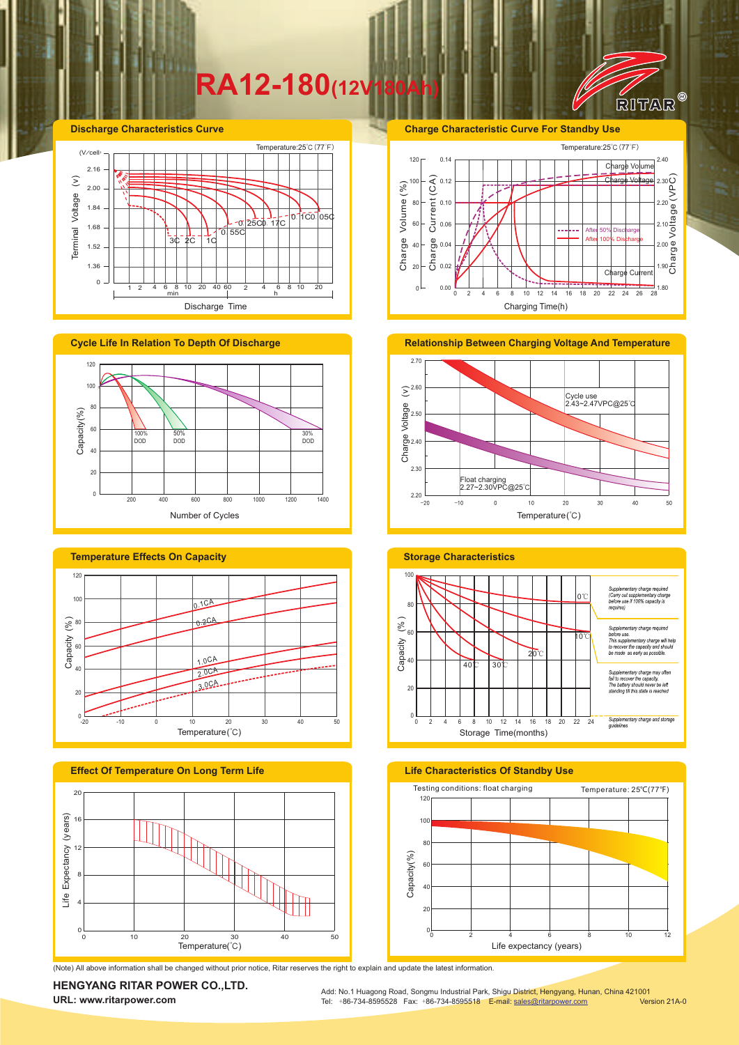# RA12-180(12V180Ah)

RITAR®

## Discharge Characteristics Curve

Temperature:25℃ (77℉)

(V/cell)

Terminal Voltage (v)

2.16
2.00
1.84
1.68
1.52
1.36
0

3C 2C 1C 0.55C 0.25C 0.17C 0.1C 0.05C

1 2 4 6 8 10 20 40 60 2 4 6 8 10 20

min h

Discharge Time

## Charge Characteristic Curve For Standby Use

Temperature:25℃ (77℉)

Charge Volume (%) 0 20 40 60 80 100 120

Charge Current (CA) 0.00 0.02 0.04 0.06 0.10 0.12 0.14

Charge Voltage (VPC) 1.80 1.90 2.00 2.10 2.20 2.30 2.40

Charge Volume

Charge Voltage

After 50% Discharge

After 100% Discharge

Charge Current

0 2 4 6 8 10 12 14 16 18 20 22 24 26 28

Charging Time(h)

## Cycle Life In Relation To Depth Of Discharge

Capacity(%)

0 20 40 60 80 100 120

100% DOD

50% DOD

30% DOD

200 400 600 800 1000 1200 1400

Number of Cycles

## Relationship Between Charging Voltage And Temperature

Charge Voltage (v)

2.20 2.30 2.40 2.50 2.60 2.70

Cycle use
2.43~2.47VPC@25℃

Float charging
2.27~2.30VPC@25℃

−20 −10 0 10 20 30 40 50

Temperature(℃)

## Temperature Effects On Capacity

Capacity (%)

0 20 40 60 80 100 120

0.1CA

0.2CA

1.0CA

2.0CA

3.0CA

-20 -10 0 10 20 30 40 50

Temperature(℃)

## Storage Characteristics

Capacity (%)

0 20 40 60 80 100

0℃ 10℃ 20℃ 30℃ 40℃

0 2 4 6 8 10 12 14 16 18 20 22 24

Storage Time(months)

Supplementary charge required (Carry out supplementary charge before use if 100% capacity is requires)

Supplementary charge required before use. This supplementary charge will help to recover the capacity and should be made as early as possible.

Supplementary charge may often fail to recover the capacity. The battery should never be left standing till this state is reached

Supplementary charge and storage guidelines

## Effect Of Temperature On Long Term Life

Life Expectancy (years)

0 4 8 12 16 20

0 10 20 30 40 50

Temperature(℃)

## Life Characteristics Of Standby Use

Testing conditions: float charging

Temperature: 25℃(77℉)

Capacity(%)

0 20 40 60 80 100 120

0 2 4 6 8 10 12

Life expectancy (years)

(Note) All above information shall be changed without prior notice, Ritar reserves the right to explain and update the latest information.

**HENGYANG RITAR POWER CO.,LTD.**

**URL: www.ritarpower.com**

Add: No.1 Huagong Road, Songmu Industrial Park, Shigu District, Hengyang, Hunan, China 421001

Tel: +86-734-8595528 Fax: +86-734-8595518 E-mail: sales@ritarpower.com

Version 21A-0